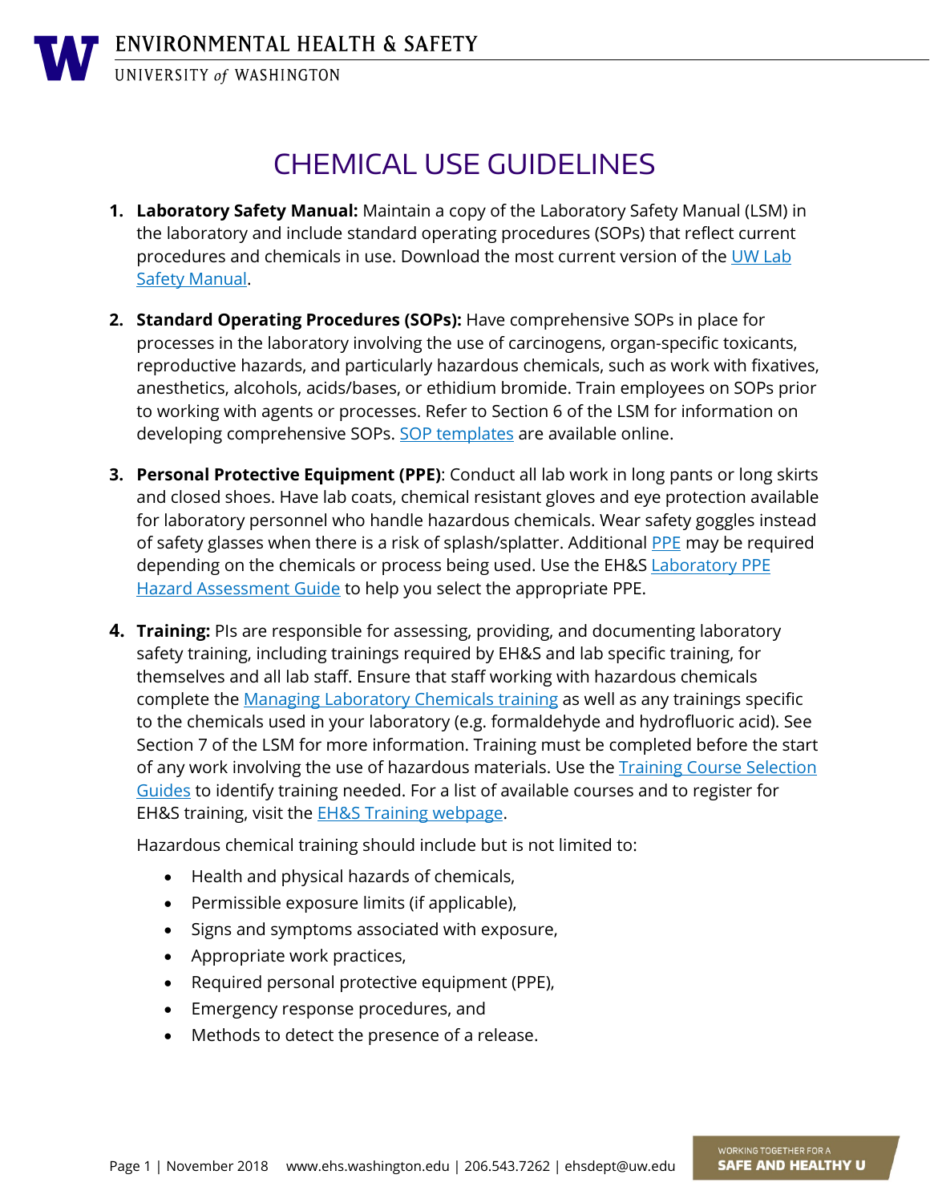# CHEMICAL USE GUIDELINES

1. **Laboratory Safety Manual:** Maintain a copy of the Laboratory Safety Manual (LSM) in the laboratory and include standard operating procedures (SOPs) that reflect current procedures and chemicals in use. Download the most current version of the UW Lab Safety Manual.

2. **Standard Operating Procedures (SOPs):** Have comprehensive SOPs in place for processes in the laboratory involving the use of carcinogens, organ-specific toxicants, reproductive hazards, and particularly hazardous chemicals, such as work with fixatives, anesthetics, alcohols, acids/bases, or ethidium bromide. Train employees on SOPs prior to working with agents or processes. Refer to Section 6 of the LSM for information on developing comprehensive SOPs. SOP templates are available online.

3. **Personal Protective Equipment (PPE)**: Conduct all lab work in long pants or long skirts and closed shoes. Have lab coats, chemical resistant gloves and eye protection available for laboratory personnel who handle hazardous chemicals. Wear safety goggles instead of safety glasses when there is a risk of splash/splatter. Additional PPE may be required depending on the chemicals or process being used. Use the EH&S Laboratory PPE Hazard Assessment Guide to help you select the appropriate PPE.

4. **Training:** PIs are responsible for assessing, providing, and documenting laboratory safety training, including trainings required by EH&S and lab specific training, for themselves and all lab staff. Ensure that staff working with hazardous chemicals complete the Managing Laboratory Chemicals training as well as any trainings specific to the chemicals used in your laboratory (e.g. formaldehyde and hydrofluoric acid). See Section 7 of the LSM for more information. Training must be completed before the start of any work involving the use of hazardous materials. Use the Training Course Selection Guides to identify training needed. For a list of available courses and to register for EH&S training, visit the EH&S Training webpage.

   Hazardous chemical training should include but is not limited to:

   - Health and physical hazards of chemicals,
   - Permissible exposure limits (if applicable),
   - Signs and symptoms associated with exposure,
   - Appropriate work practices,
   - Required personal protective equipment (PPE),
   - Emergency response procedures, and
   - Methods to detect the presence of a release.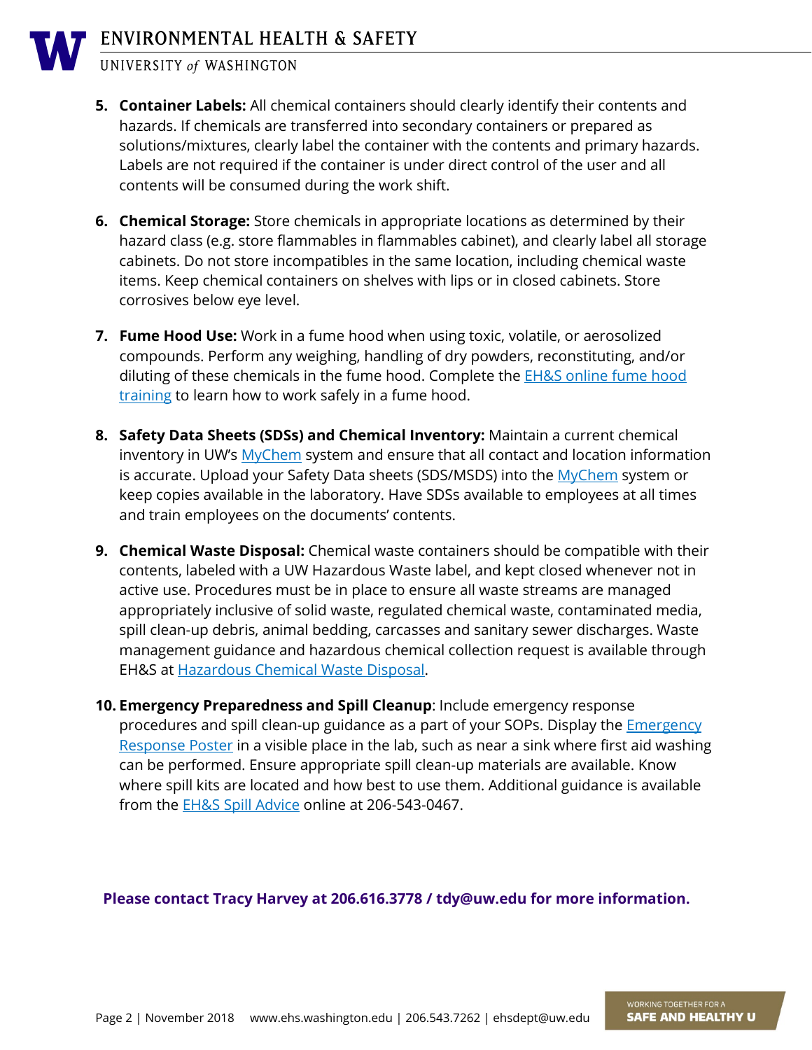5. **Container Labels:** All chemical containers should clearly identify their contents and hazards. If chemicals are transferred into secondary containers or prepared as solutions/mixtures, clearly label the container with the contents and primary hazards. Labels are not required if the container is under direct control of the user and all contents will be consumed during the work shift.

6. **Chemical Storage:** Store chemicals in appropriate locations as determined by their hazard class (e.g. store flammables in flammables cabinet), and clearly label all storage cabinets. Do not store incompatibles in the same location, including chemical waste items. Keep chemical containers on shelves with lips or in closed cabinets. Store corrosives below eye level.

7. **Fume Hood Use:** Work in a fume hood when using toxic, volatile, or aerosolized compounds. Perform any weighing, handling of dry powders, reconstituting, and/or diluting of these chemicals in the fume hood. Complete the EH&S online fume hood training to learn how to work safely in a fume hood.

8. **Safety Data Sheets (SDSs) and Chemical Inventory:** Maintain a current chemical inventory in UW's MyChem system and ensure that all contact and location information is accurate. Upload your Safety Data sheets (SDS/MSDS) into the MyChem system or keep copies available in the laboratory. Have SDSs available to employees at all times and train employees on the documents' contents.

9. **Chemical Waste Disposal:** Chemical waste containers should be compatible with their contents, labeled with a UW Hazardous Waste label, and kept closed whenever not in active use. Procedures must be in place to ensure all waste streams are managed appropriately inclusive of solid waste, regulated chemical waste, contaminated media, spill clean-up debris, animal bedding, carcasses and sanitary sewer discharges. Waste management guidance and hazardous chemical collection request is available through EH&S at Hazardous Chemical Waste Disposal.

10. **Emergency Preparedness and Spill Cleanup**: Include emergency response procedures and spill clean-up guidance as a part of your SOPs. Display the Emergency Response Poster in a visible place in the lab, such as near a sink where first aid washing can be performed. Ensure appropriate spill clean-up materials are available. Know where spill kits are located and how best to use them. Additional guidance is available from the EH&S Spill Advice online at 206-543-0467.

**Please contact Tracy Harvey at 206.616.3778 / tdy@uw.edu for more information.**